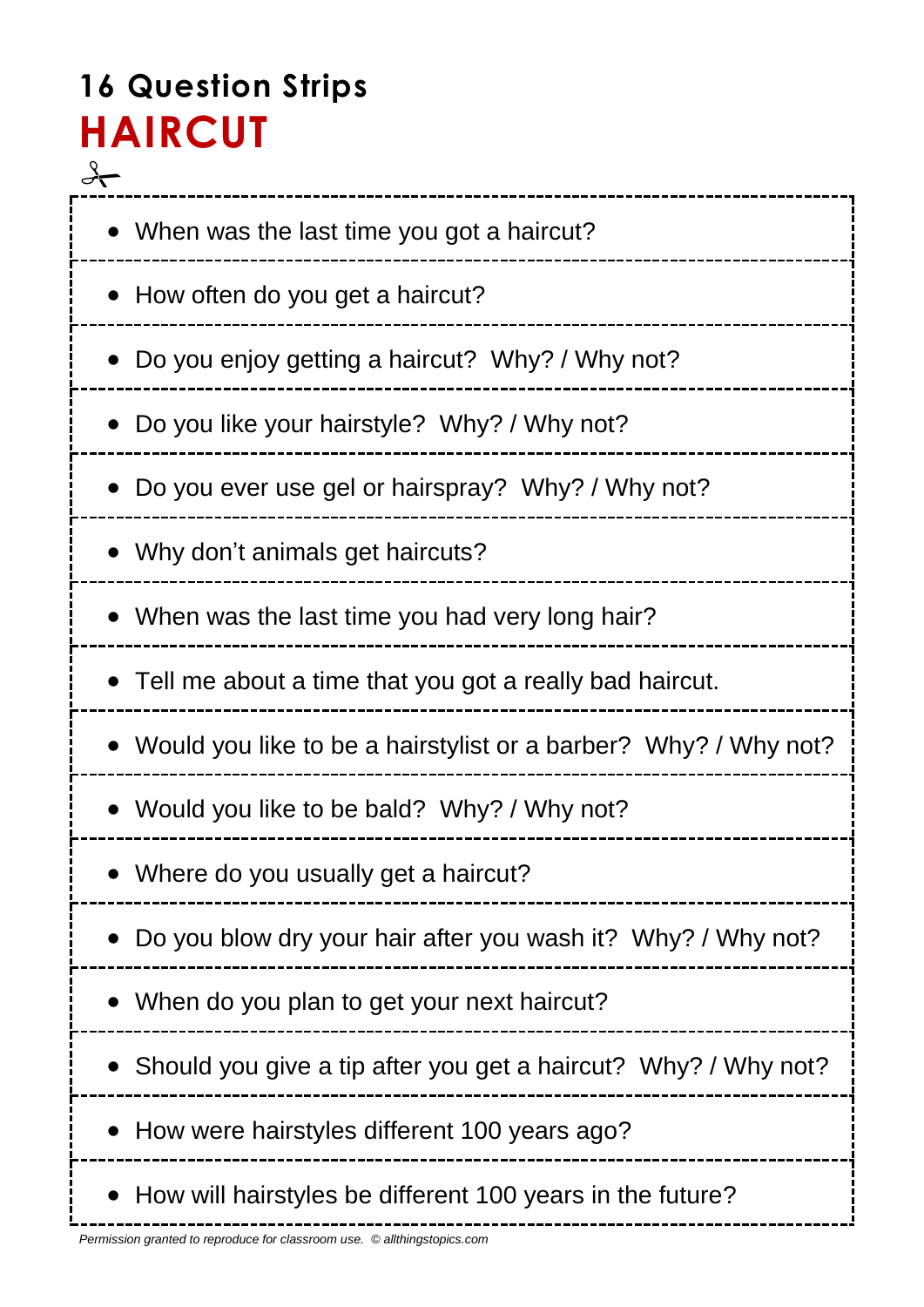## 16 Question Strips

# HAIRCUT

- When was the last time you got a haircut?
- How often do you get a haircut?
- Do you enjoy getting a haircut? Why? / Why not?
- Do you like your hairstyle? Why? / Why not?
- Do you ever use gel or hairspray? Why? / Why not?
- Why don't animals get haircuts?
- When was the last time you had very long hair?
- Tell me about a time that you got a really bad haircut.
- Would you like to be a hairstylist or a barber? Why? / Why not?
- Would you like to be bald? Why? / Why not?
- Where do you usually get a haircut?
- Do you blow dry your hair after you wash it? Why? / Why not?
- When do you plan to get your next haircut?
- Should you give a tip after you get a haircut? Why? / Why not?
- How were hairstyles different 100 years ago?
- How will hairstyles be different 100 years in the future?

*Permission granted to reproduce for classroom use. © allthingstopics.com*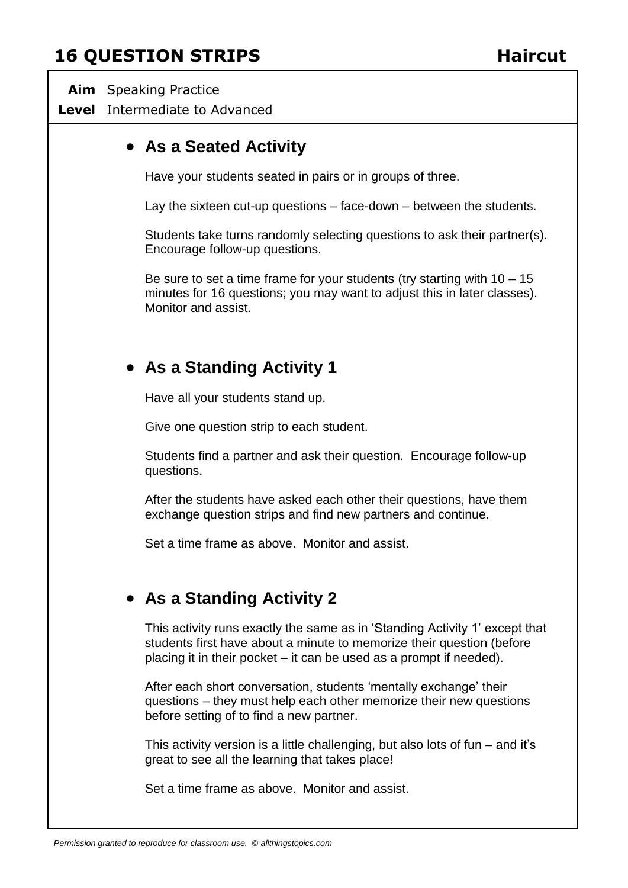# 16 QUESTION STRIPS — Haircut

**Aim** Speaking Practice
**Level** Intermediate to Advanced

## As a Seated Activity

Have your students seated in pairs or in groups of three.

Lay the sixteen cut-up questions – face-down – between the students.

Students take turns randomly selecting questions to ask their partner(s). Encourage follow-up questions.

Be sure to set a time frame for your students (try starting with 10 – 15 minutes for 16 questions; you may want to adjust this in later classes). Monitor and assist.

## As a Standing Activity 1

Have all your students stand up.

Give one question strip to each student.

Students find a partner and ask their question. Encourage follow-up questions.

After the students have asked each other their questions, have them exchange question strips and find new partners and continue.

Set a time frame as above. Monitor and assist.

## As a Standing Activity 2

This activity runs exactly the same as in 'Standing Activity 1' except that students first have about a minute to memorize their question (before placing it in their pocket – it can be used as a prompt if needed).

After each short conversation, students 'mentally exchange' their questions – they must help each other memorize their new questions before setting of to find a new partner.

This activity version is a little challenging, but also lots of fun – and it's great to see all the learning that takes place!

Set a time frame as above. Monitor and assist.

*Permission granted to reproduce for classroom use. © allthingstopics.com*